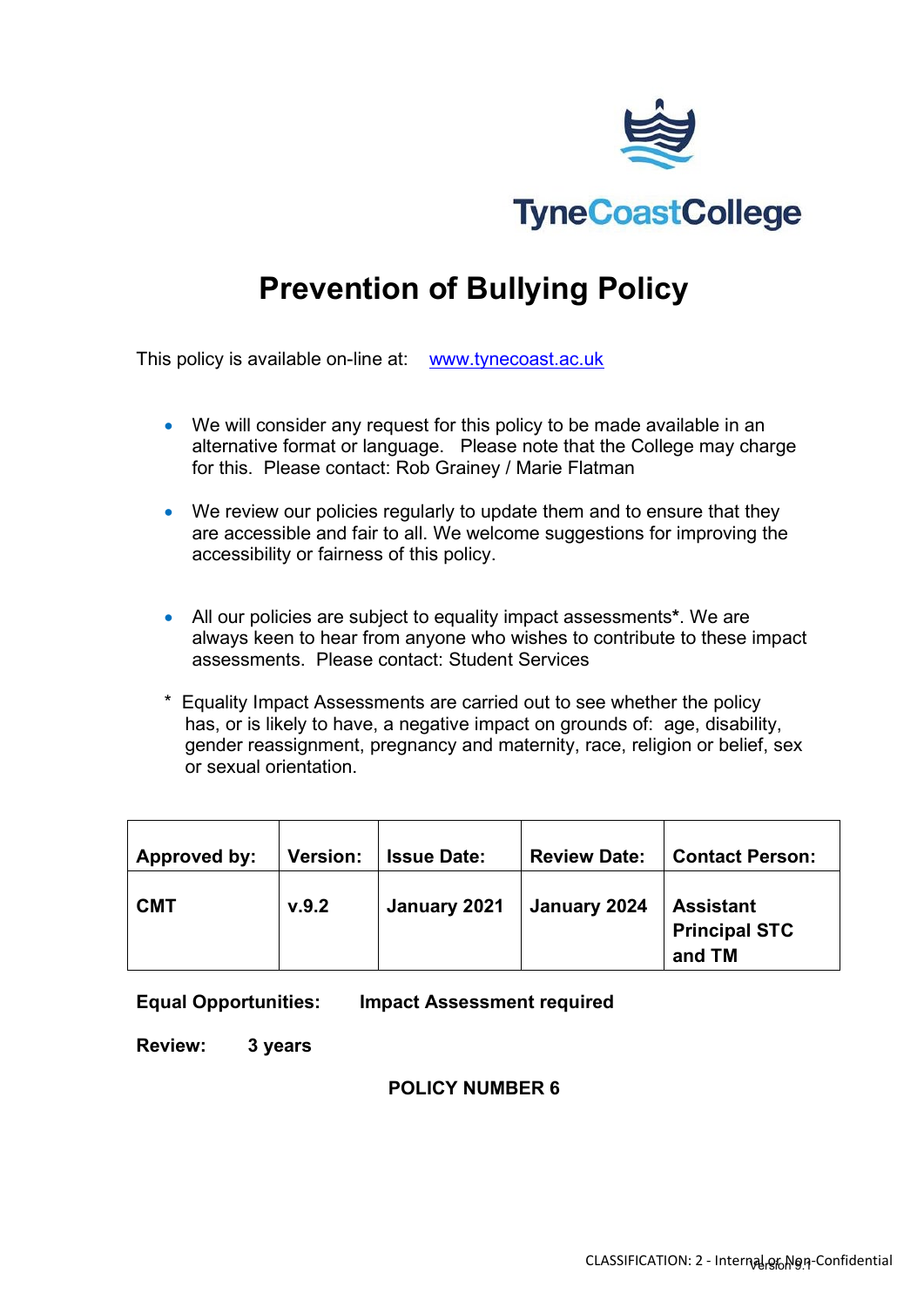TyneCoastCollege

# Prevention of Bullying Policy

This policy is available on-line at: [www.tynecoast.ac.uk](http://www.tynecoast.ac.uk)

- We will consider any request for this policy to be made available in an alternative format or language. Please note that the College may charge for this. Please contact: Rob Grainey / Marie Flatman
- We review our policies regularly to update them and to ensure that they are accessible and fair to all. We welcome suggestions for improving the accessibility or fairness of this policy.
- All our policies are subject to equality impact assessments**\***. We are always keen to hear from anyone who wishes to contribute to these impact assessments. Please contact: Student Services

\* Equality Impact Assessments are carried out to see whether the policy has, or is likely to have, a negative impact on grounds of: age, disability, gender reassignment, pregnancy and maternity, race, religion or belief, sex or sexual orientation.

| Approved by: | Version: | Issue Date: | Review Date: | Contact Person: |
|---|---|---|---|---|
| **CMT** | **v.9.2** | **January 2021** | **January 2024** | **Assistant Principal STC and TM** |

**Equal Opportunities:** **Impact Assessment required**

**Review:** **3 years**

**POLICY NUMBER 6**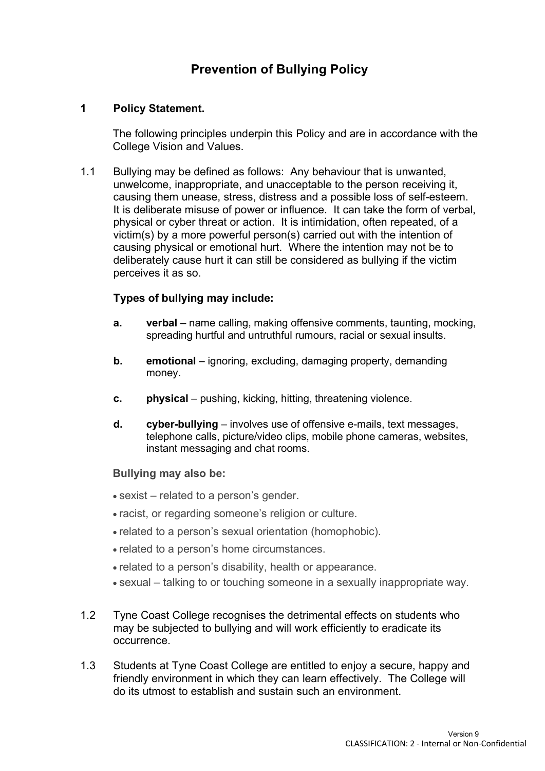# Prevention of Bullying Policy

## 1 Policy Statement.

The following principles underpin this Policy and are in accordance with the College Vision and Values.

1.1 Bullying may be defined as follows: Any behaviour that is unwanted, unwelcome, inappropriate, and unacceptable to the person receiving it, causing them unease, stress, distress and a possible loss of self-esteem. It is deliberate misuse of power or influence. It can take the form of verbal, physical or cyber threat or action. It is intimidation, often repeated, of a victim(s) by a more powerful person(s) carried out with the intention of causing physical or emotional hurt. Where the intention may not be to deliberately cause hurt it can still be considered as bullying if the victim perceives it as so.

**Types of bullying may include:**

- **a. verbal** – name calling, making offensive comments, taunting, mocking, spreading hurtful and untruthful rumours, racial or sexual insults.
- **b. emotional** – ignoring, excluding, damaging property, demanding money.
- **c. physical** – pushing, kicking, hitting, threatening violence.
- **d. cyber-bullying** – involves use of offensive e-mails, text messages, telephone calls, picture/video clips, mobile phone cameras, websites, instant messaging and chat rooms.

**Bullying may also be:**

- sexist – related to a person's gender.
- racist, or regarding someone's religion or culture.
- related to a person's sexual orientation (homophobic).
- related to a person's home circumstances.
- related to a person's disability, health or appearance.
- sexual – talking to or touching someone in a sexually inappropriate way.

1.2 Tyne Coast College recognises the detrimental effects on students who may be subjected to bullying and will work efficiently to eradicate its occurrence.

1.3 Students at Tyne Coast College are entitled to enjoy a secure, happy and friendly environment in which they can learn effectively. The College will do its utmost to establish and sustain such an environment.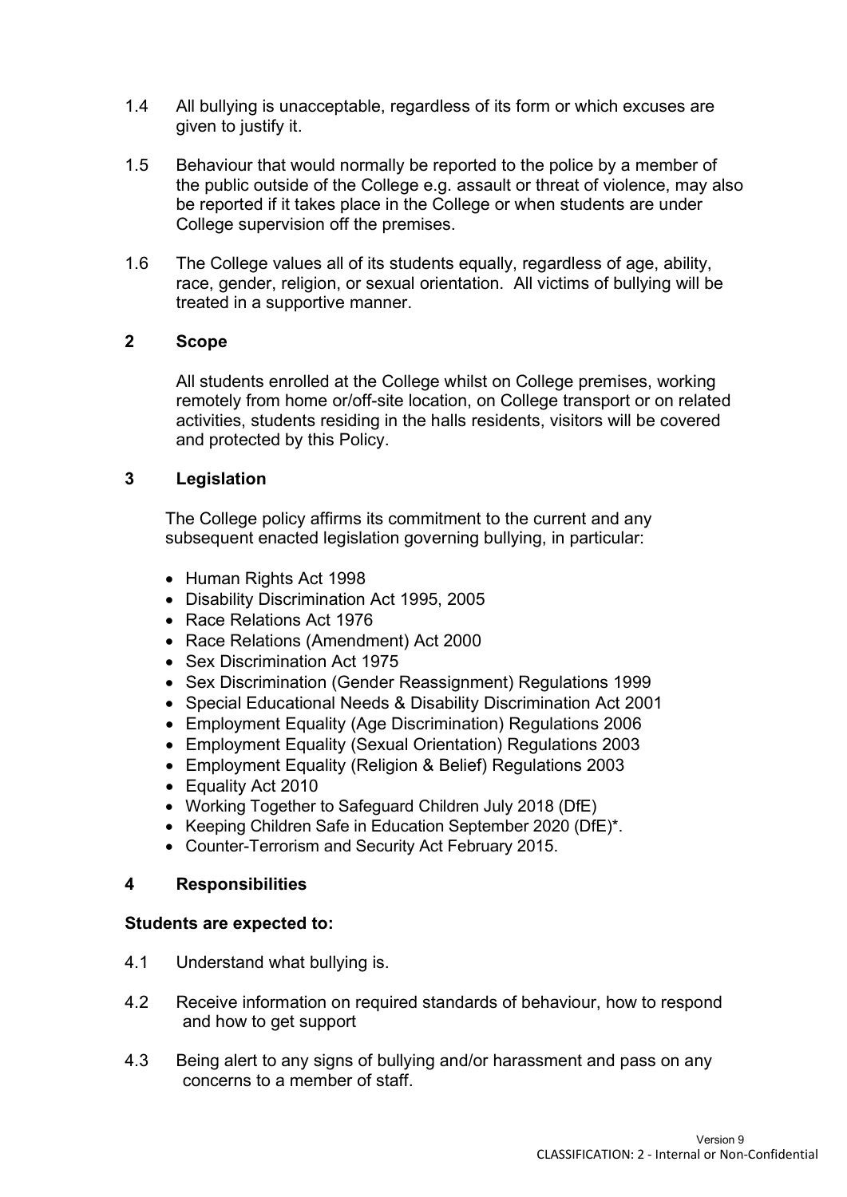1.4 All bullying is unacceptable, regardless of its form or which excuses are given to justify it.

1.5 Behaviour that would normally be reported to the police by a member of the public outside of the College e.g. assault or threat of violence, may also be reported if it takes place in the College or when students are under College supervision off the premises.

1.6 The College values all of its students equally, regardless of age, ability, race, gender, religion, or sexual orientation. All victims of bullying will be treated in a supportive manner.

## 2 Scope

All students enrolled at the College whilst on College premises, working remotely from home or/off-site location, on College transport or on related activities, students residing in the halls residents, visitors will be covered and protected by this Policy.

## 3 Legislation

The College policy affirms its commitment to the current and any subsequent enacted legislation governing bullying, in particular:

- Human Rights Act 1998
- Disability Discrimination Act 1995, 2005
- Race Relations Act 1976
- Race Relations (Amendment) Act 2000
- Sex Discrimination Act 1975
- Sex Discrimination (Gender Reassignment) Regulations 1999
- Special Educational Needs & Disability Discrimination Act 2001
- Employment Equality (Age Discrimination) Regulations 2006
- Employment Equality (Sexual Orientation) Regulations 2003
- Employment Equality (Religion & Belief) Regulations 2003
- Equality Act 2010
- Working Together to Safeguard Children July 2018 (DfE)
- Keeping Children Safe in Education September 2020 (DfE)*.
- Counter-Terrorism and Security Act February 2015.

## 4 Responsibilities

**Students are expected to:**

4.1 Understand what bullying is.

4.2 Receive information on required standards of behaviour, how to respond and how to get support

4.3 Being alert to any signs of bullying and/or harassment and pass on any concerns to a member of staff.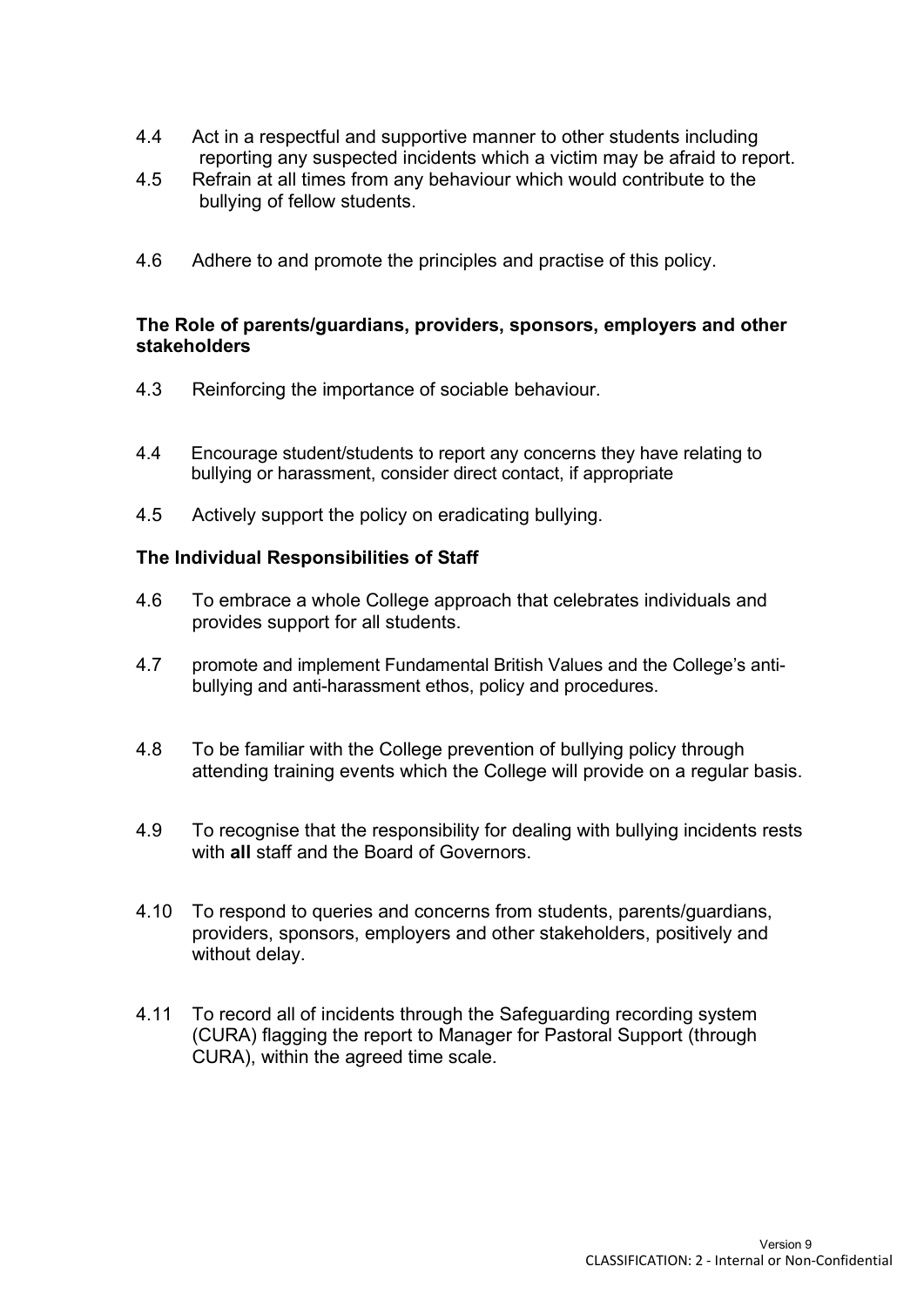4.4 Act in a respectful and supportive manner to other students including reporting any suspected incidents which a victim may be afraid to report.

4.5 Refrain at all times from any behaviour which would contribute to the bullying of fellow students.

4.6 Adhere to and promote the principles and practise of this policy.

**The Role of parents/guardians, providers, sponsors, employers and other stakeholders**

4.3 Reinforcing the importance of sociable behaviour.

4.4 Encourage student/students to report any concerns they have relating to bullying or harassment, consider direct contact, if appropriate

4.5 Actively support the policy on eradicating bullying.

**The Individual Responsibilities of Staff**

4.6 To embrace a whole College approach that celebrates individuals and provides support for all students.

4.7 promote and implement Fundamental British Values and the College's anti-bullying and anti-harassment ethos, policy and procedures.

4.8 To be familiar with the College prevention of bullying policy through attending training events which the College will provide on a regular basis.

4.9 To recognise that the responsibility for dealing with bullying incidents rests with **all** staff and the Board of Governors.

4.10 To respond to queries and concerns from students, parents/guardians, providers, sponsors, employers and other stakeholders, positively and without delay.

4.11 To record all of incidents through the Safeguarding recording system (CURA) flagging the report to Manager for Pastoral Support (through CURA), within the agreed time scale.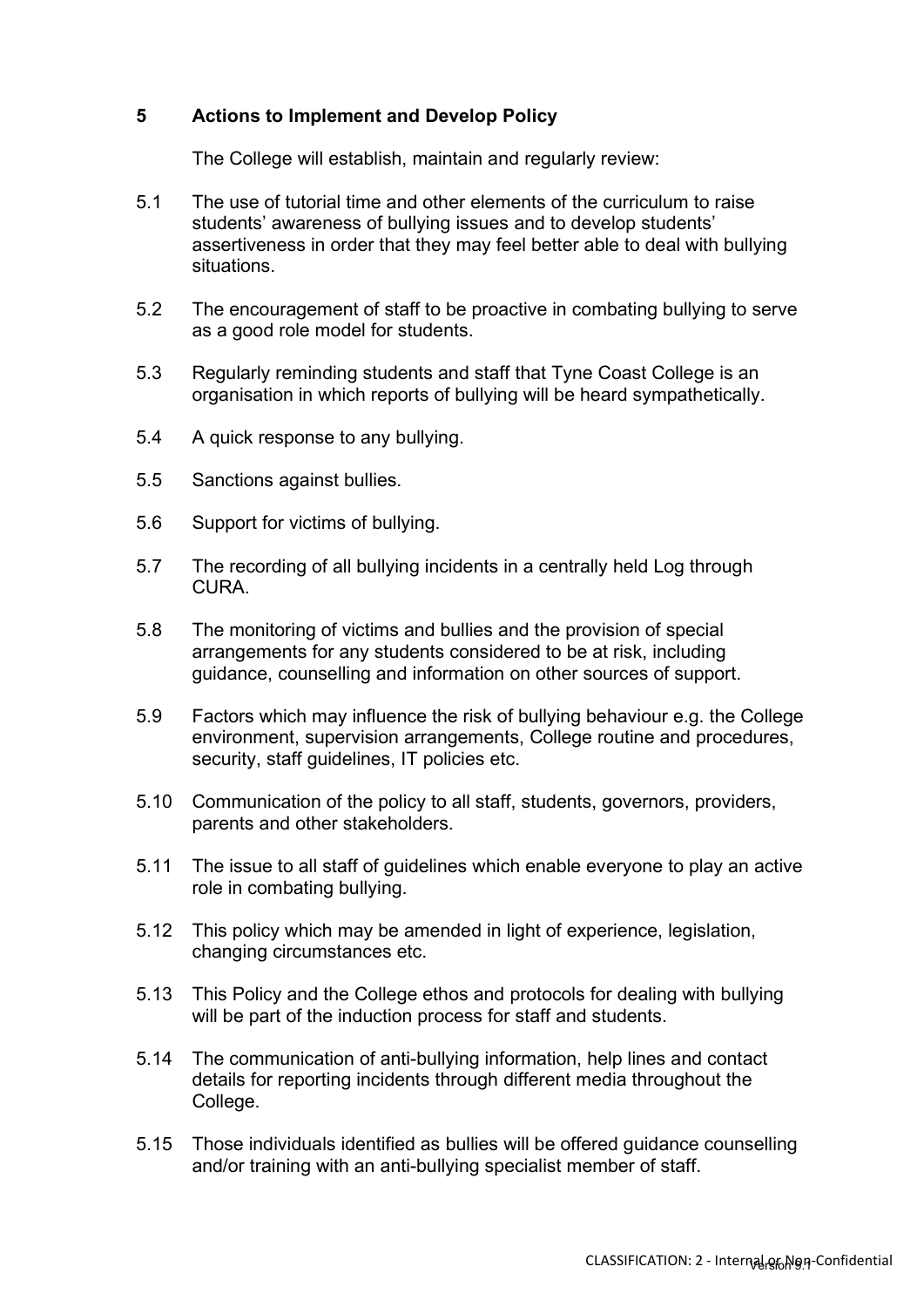## 5 Actions to Implement and Develop Policy

The College will establish, maintain and regularly review:

5.1 The use of tutorial time and other elements of the curriculum to raise students' awareness of bullying issues and to develop students' assertiveness in order that they may feel better able to deal with bullying situations.

5.2 The encouragement of staff to be proactive in combating bullying to serve as a good role model for students.

5.3 Regularly reminding students and staff that Tyne Coast College is an organisation in which reports of bullying will be heard sympathetically.

5.4 A quick response to any bullying.

5.5 Sanctions against bullies.

5.6 Support for victims of bullying.

5.7 The recording of all bullying incidents in a centrally held Log through CURA.

5.8 The monitoring of victims and bullies and the provision of special arrangements for any students considered to be at risk, including guidance, counselling and information on other sources of support.

5.9 Factors which may influence the risk of bullying behaviour e.g. the College environment, supervision arrangements, College routine and procedures, security, staff guidelines, IT policies etc.

5.10 Communication of the policy to all staff, students, governors, providers, parents and other stakeholders.

5.11 The issue to all staff of guidelines which enable everyone to play an active role in combating bullying.

5.12 This policy which may be amended in light of experience, legislation, changing circumstances etc.

5.13 This Policy and the College ethos and protocols for dealing with bullying will be part of the induction process for staff and students.

5.14 The communication of anti-bullying information, help lines and contact details for reporting incidents through different media throughout the College.

5.15 Those individuals identified as bullies will be offered guidance counselling and/or training with an anti-bullying specialist member of staff.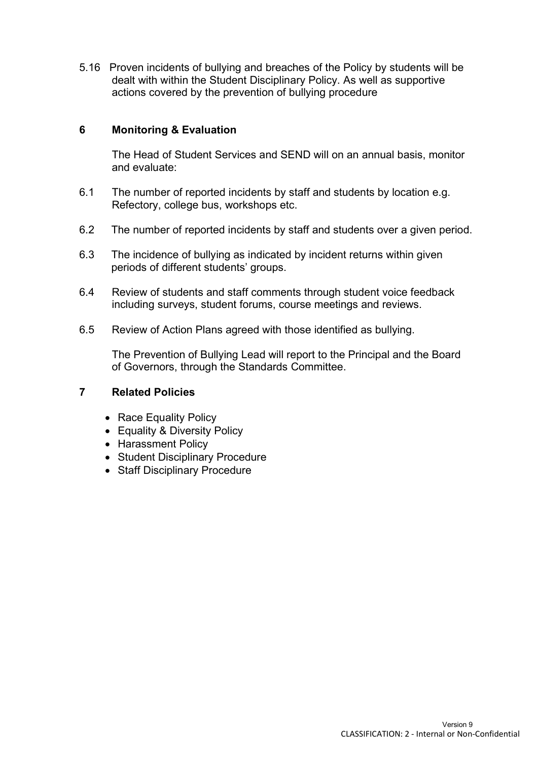5.16 Proven incidents of bullying and breaches of the Policy by students will be dealt with within the Student Disciplinary Policy. As well as supportive actions covered by the prevention of bullying procedure

## 6 Monitoring & Evaluation

The Head of Student Services and SEND will on an annual basis, monitor and evaluate:

6.1 The number of reported incidents by staff and students by location e.g. Refectory, college bus, workshops etc.

6.2 The number of reported incidents by staff and students over a given period.

6.3 The incidence of bullying as indicated by incident returns within given periods of different students' groups.

6.4 Review of students and staff comments through student voice feedback including surveys, student forums, course meetings and reviews.

6.5 Review of Action Plans agreed with those identified as bullying.

The Prevention of Bullying Lead will report to the Principal and the Board of Governors, through the Standards Committee.

## 7 Related Policies

- Race Equality Policy
- Equality & Diversity Policy
- Harassment Policy
- Student Disciplinary Procedure
- Staff Disciplinary Procedure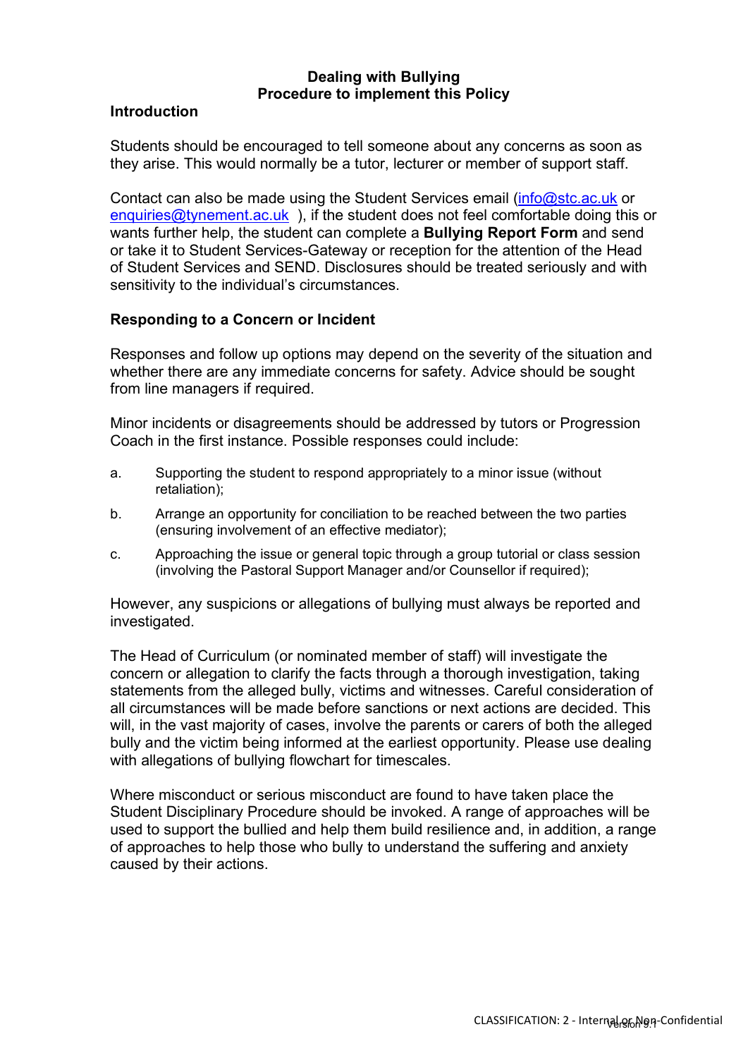**Dealing with Bullying**
**Procedure to implement this Policy**

## Introduction

Students should be encouraged to tell someone about any concerns as soon as they arise. This would normally be a tutor, lecturer or member of support staff.

Contact can also be made using the Student Services email (info@stc.ac.uk or enquiries@tynement.ac.uk ), if the student does not feel comfortable doing this or wants further help, the student can complete a **Bullying Report Form** and send or take it to Student Services-Gateway or reception for the attention of the Head of Student Services and SEND. Disclosures should be treated seriously and with sensitivity to the individual's circumstances.

## Responding to a Concern or Incident

Responses and follow up options may depend on the severity of the situation and whether there are any immediate concerns for safety. Advice should be sought from line managers if required.

Minor incidents or disagreements should be addressed by tutors or Progression Coach in the first instance. Possible responses could include:

a. Supporting the student to respond appropriately to a minor issue (without retaliation);

b. Arrange an opportunity for conciliation to be reached between the two parties (ensuring involvement of an effective mediator);

c. Approaching the issue or general topic through a group tutorial or class session (involving the Pastoral Support Manager and/or Counsellor if required);

However, any suspicions or allegations of bullying must always be reported and investigated.

The Head of Curriculum (or nominated member of staff) will investigate the concern or allegation to clarify the facts through a thorough investigation, taking statements from the alleged bully, victims and witnesses. Careful consideration of all circumstances will be made before sanctions or next actions are decided. This will, in the vast majority of cases, involve the parents or carers of both the alleged bully and the victim being informed at the earliest opportunity. Please use dealing with allegations of bullying flowchart for timescales.

Where misconduct or serious misconduct are found to have taken place the Student Disciplinary Procedure should be invoked. A range of approaches will be used to support the bullied and help them build resilience and, in addition, a range of approaches to help those who bully to understand the suffering and anxiety caused by their actions.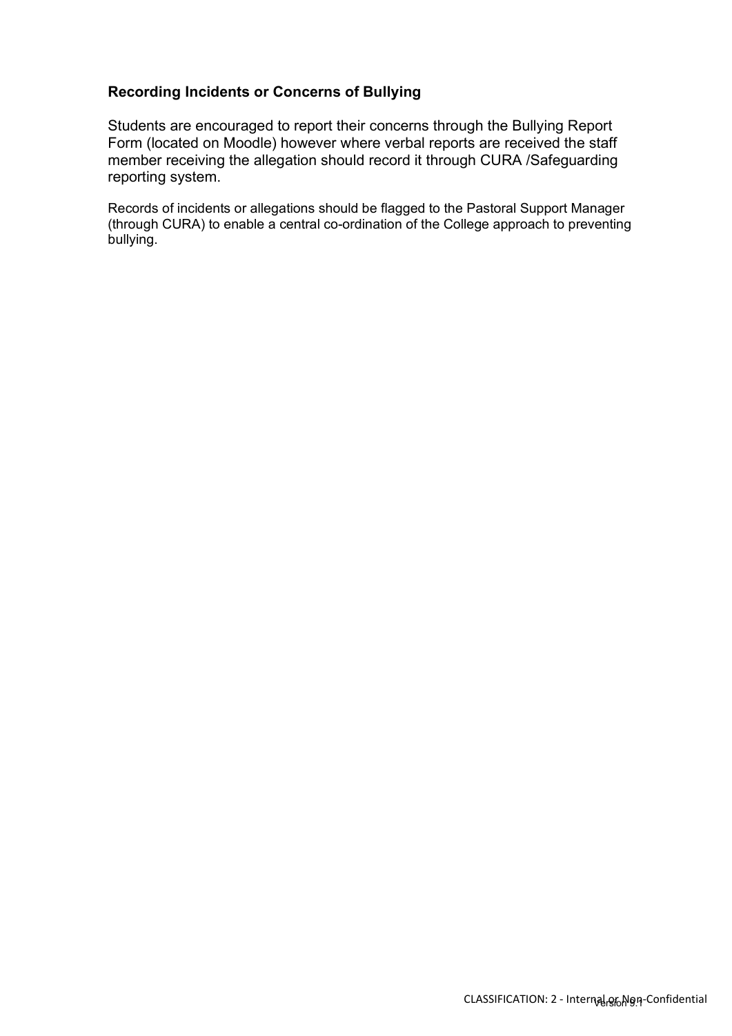### Recording Incidents or Concerns of Bullying

Students are encouraged to report their concerns through the Bullying Report Form (located on Moodle) however where verbal reports are received the staff member receiving the allegation should record it through CURA /Safeguarding reporting system.

Records of incidents or allegations should be flagged to the Pastoral Support Manager (through CURA) to enable a central co-ordination of the College approach to preventing bullying.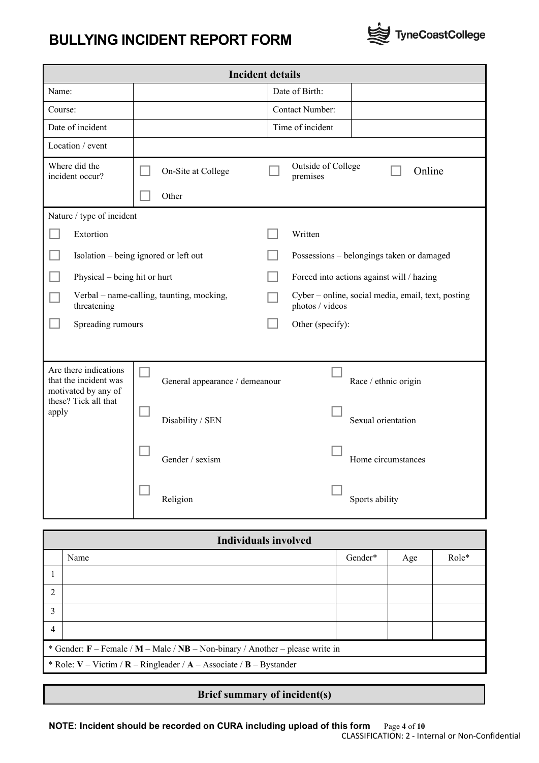# BULLYING INCIDENT REPORT FORM

TyneCoastCollege

| Incident details | | | |
|---|---|---|---|
| Name: | | Date of Birth: | |
| Course: | | Contact Number: | |
| Date of incident | | Time of incident | |
| Location / event | | | |

**Where did the incident occur?**

- ☐ On-Site at College
- ☐ Outside of College premises
- ☐ Online
- ☐ Other

**Nature / type of incident**

- ☐ Extortion
- ☐ Written
- ☐ Isolation – being ignored or left out
- ☐ Possessions – belongings taken or damaged
- ☐ Physical – being hit or hurt
- ☐ Forced into actions against will / hazing
- ☐ Verbal – name-calling, taunting, mocking, threatening
- ☐ Cyber – online, social media, email, text, posting photos / videos
- ☐ Spreading rumours
- ☐ Other (specify):

**Are there indications that the incident was motivated by any of these? Tick all that apply**

- ☐ General appearance / demeanour
- ☐ Race / ethnic origin
- ☐ Disability / SEN
- ☐ Sexual orientation
- ☐ Gender / sexism
- ☐ Home circumstances
- ☐ Religion
- ☐ Sports ability

| Individuals involved | | | | |
|---|---|---|---|---|
| | Name | Gender* | Age | Role* |
| 1 | | | | |
| 2 | | | | |
| 3 | | | | |
| 4 | | | | |

\* Gender: **F** – Female / **M** – Male / **NB** – Non-binary / Another – please write in

\* Role: **V** – Victim / **R** – Ringleader / **A** – Associate / **B** – Bystander

| Brief summary of incident(s) |
|---|

**NOTE: Incident should be recorded on CURA including upload of this form**

CLASSIFICATION: 2 - Internal or Non-Confidential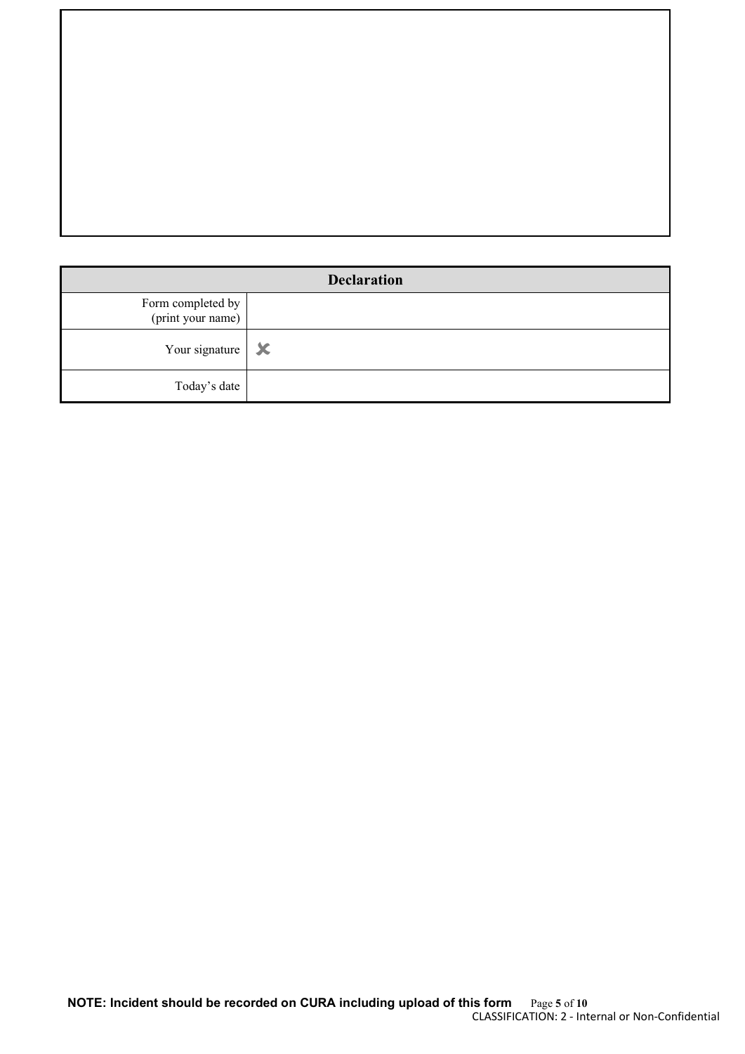| Declaration | |
|---|---|
| Form completed by (print your name) | |
| Your signature | ✘ |
| Today's date | |

**NOTE: Incident should be recorded on CURA including upload of this form**

CLASSIFICATION: 2 - Internal or Non-Confidential